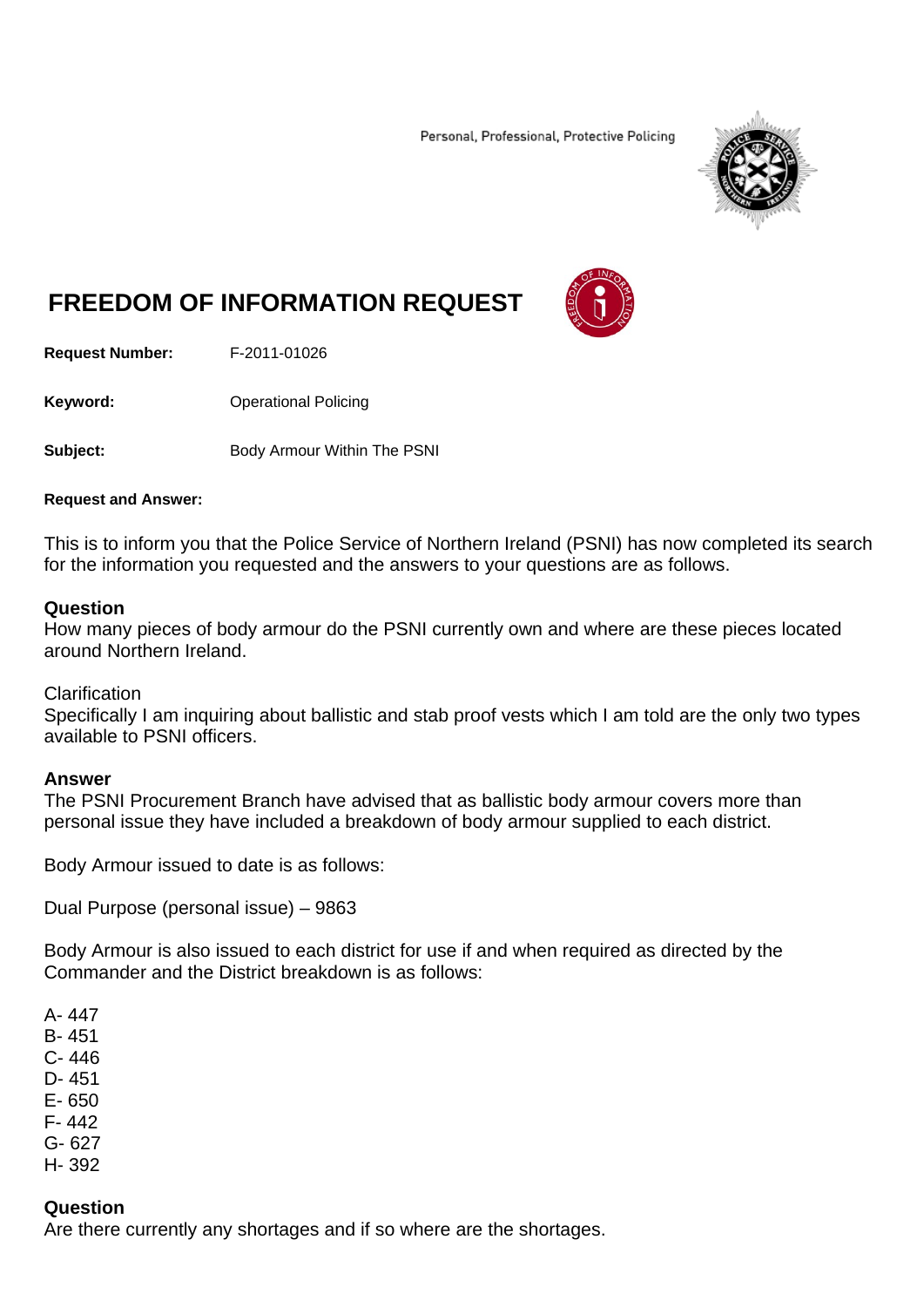Personal, Professional, Protective Policing

# FREEDOM OF INFORMATION REQUEST

**Request Number:** F-2011-01026

**Keyword:** Operational Policing

**Subject:** Body Armour Within The PSNI

**Request and Answer:**

This is to inform you that the Police Service of Northern Ireland (PSNI) has now completed its search for the information you requested and the answers to your questions are as follows.

### Question

How many pieces of body armour do the PSNI currently own and where are these pieces located around Northern Ireland.

Clarification

Specifically I am inquiring about ballistic and stab proof vests which I am told are the only two types available to PSNI officers.

### Answer

The PSNI Procurement Branch have advised that as ballistic body armour covers more than personal issue they have included a breakdown of body armour supplied to each district.

Body Armour issued to date is as follows:

Dual Purpose (personal issue) – 9863

Body Armour is also issued to each district for use if and when required as directed by the Commander and the District breakdown is as follows:

A- 447
B- 451
C- 446
D- 451
E- 650
F- 442
G- 627
H- 392

### Question

Are there currently any shortages and if so where are the shortages.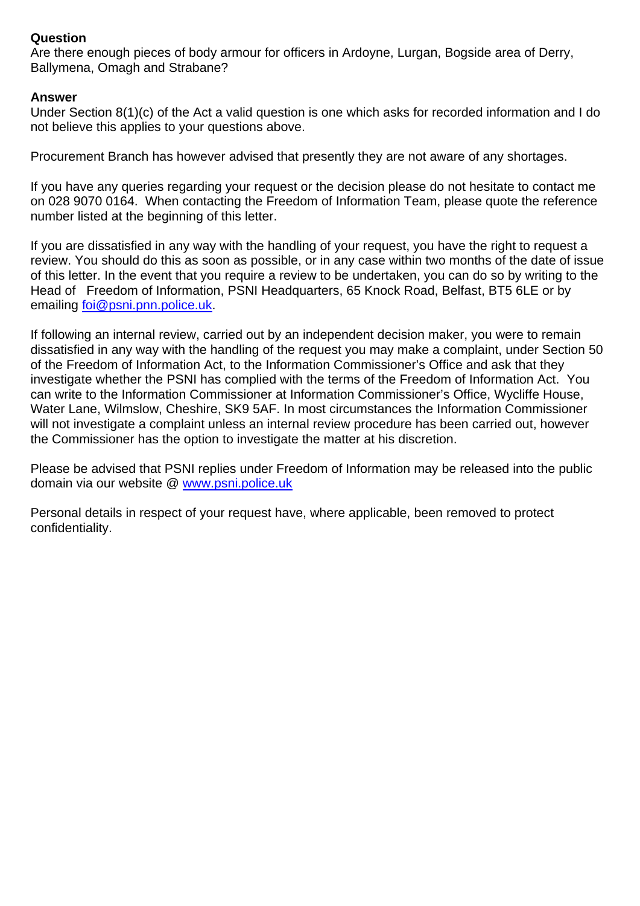**Question**

Are there enough pieces of body armour for officers in Ardoyne, Lurgan, Bogside area of Derry, Ballymena, Omagh and Strabane?

**Answer**

Under Section 8(1)(c) of the Act a valid question is one which asks for recorded information and I do not believe this applies to your questions above.

Procurement Branch has however advised that presently they are not aware of any shortages.

If you have any queries regarding your request or the decision please do not hesitate to contact me on 028 9070 0164. When contacting the Freedom of Information Team, please quote the reference number listed at the beginning of this letter.

If you are dissatisfied in any way with the handling of your request, you have the right to request a review. You should do this as soon as possible, or in any case within two months of the date of issue of this letter. In the event that you require a review to be undertaken, you can do so by writing to the Head of Freedom of Information, PSNI Headquarters, 65 Knock Road, Belfast, BT5 6LE or by emailing foi@psni.pnn.police.uk.

If following an internal review, carried out by an independent decision maker, you were to remain dissatisfied in any way with the handling of the request you may make a complaint, under Section 50 of the Freedom of Information Act, to the Information Commissioner's Office and ask that they investigate whether the PSNI has complied with the terms of the Freedom of Information Act. You can write to the Information Commissioner at Information Commissioner's Office, Wycliffe House, Water Lane, Wilmslow, Cheshire, SK9 5AF. In most circumstances the Information Commissioner will not investigate a complaint unless an internal review procedure has been carried out, however the Commissioner has the option to investigate the matter at his discretion.

Please be advised that PSNI replies under Freedom of Information may be released into the public domain via our website @ www.psni.police.uk

Personal details in respect of your request have, where applicable, been removed to protect confidentiality.